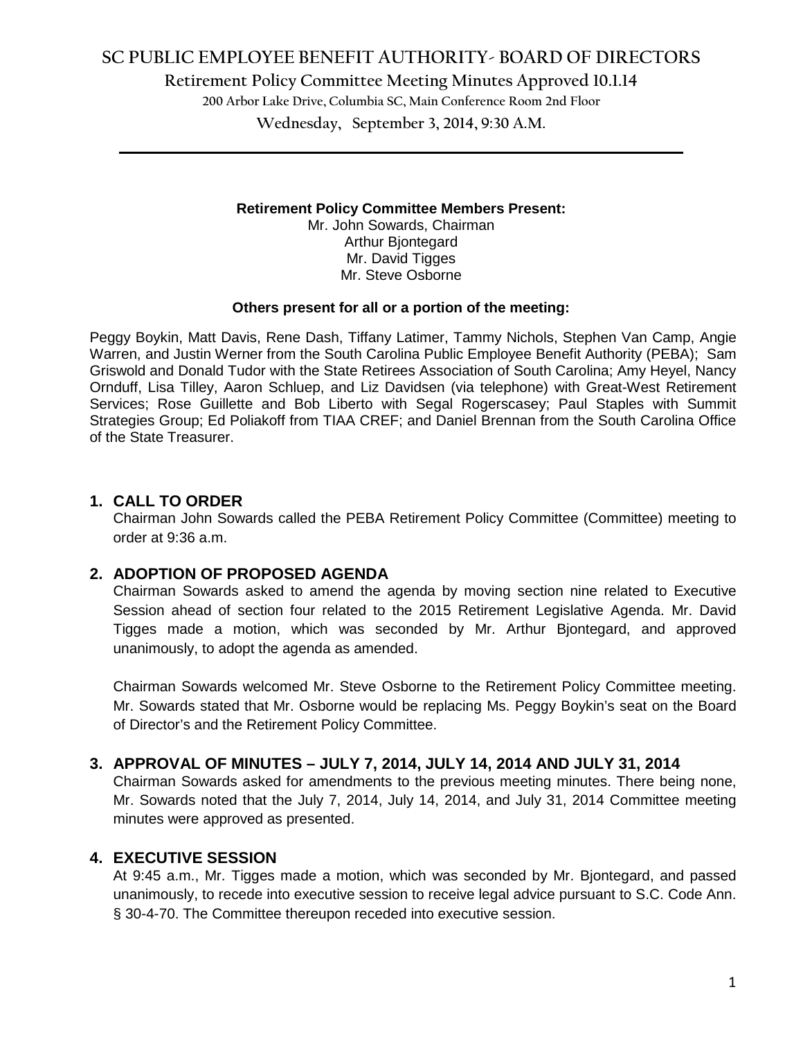# SC PUBLIC EMPLOYEE BENEFIT AUTHORITY- BOARD OF DIRECTORS

**Retirement Policy Committee Meeting Minutes Approved 10.1.14**

200 Arbor Lake Drive, Columbia SC, Main Conference Room 2nd Floor

Wednesday, September 3, 2014, 9:30 A.M.

---

**Retirement Policy Committee Members Present:**

Mr. John Sowards, Chairman
Arthur Bjontegard
Mr. David Tigges
Mr. Steve Osborne

**Others present for all or a portion of the meeting:**

Peggy Boykin, Matt Davis, Rene Dash, Tiffany Latimer, Tammy Nichols, Stephen Van Camp, Angie Warren, and Justin Werner from the South Carolina Public Employee Benefit Authority (PEBA); Sam Griswold and Donald Tudor with the State Retirees Association of South Carolina; Amy Heyel, Nancy Ornduff, Lisa Tilley, Aaron Schluep, and Liz Davidsen (via telephone) with Great-West Retirement Services; Rose Guillette and Bob Liberto with Segal Rogerscasey; Paul Staples with Summit Strategies Group; Ed Poliakoff from TIAA CREF; and Daniel Brennan from the South Carolina Office of the State Treasurer.

## 1. CALL TO ORDER

Chairman John Sowards called the PEBA Retirement Policy Committee (Committee) meeting to order at 9:36 a.m.

## 2. ADOPTION OF PROPOSED AGENDA

Chairman Sowards asked to amend the agenda by moving section nine related to Executive Session ahead of section four related to the 2015 Retirement Legislative Agenda. Mr. David Tigges made a motion, which was seconded by Mr. Arthur Bjontegard, and approved unanimously, to adopt the agenda as amended.

Chairman Sowards welcomed Mr. Steve Osborne to the Retirement Policy Committee meeting. Mr. Sowards stated that Mr. Osborne would be replacing Ms. Peggy Boykin's seat on the Board of Director's and the Retirement Policy Committee.

## 3. APPROVAL OF MINUTES – JULY 7, 2014, JULY 14, 2014 AND JULY 31, 2014

Chairman Sowards asked for amendments to the previous meeting minutes. There being none, Mr. Sowards noted that the July 7, 2014, July 14, 2014, and July 31, 2014 Committee meeting minutes were approved as presented.

## 4. EXECUTIVE SESSION

At 9:45 a.m., Mr. Tigges made a motion, which was seconded by Mr. Bjontegard, and passed unanimously, to recede into executive session to receive legal advice pursuant to S.C. Code Ann. § 30-4-70. The Committee thereupon receded into executive session.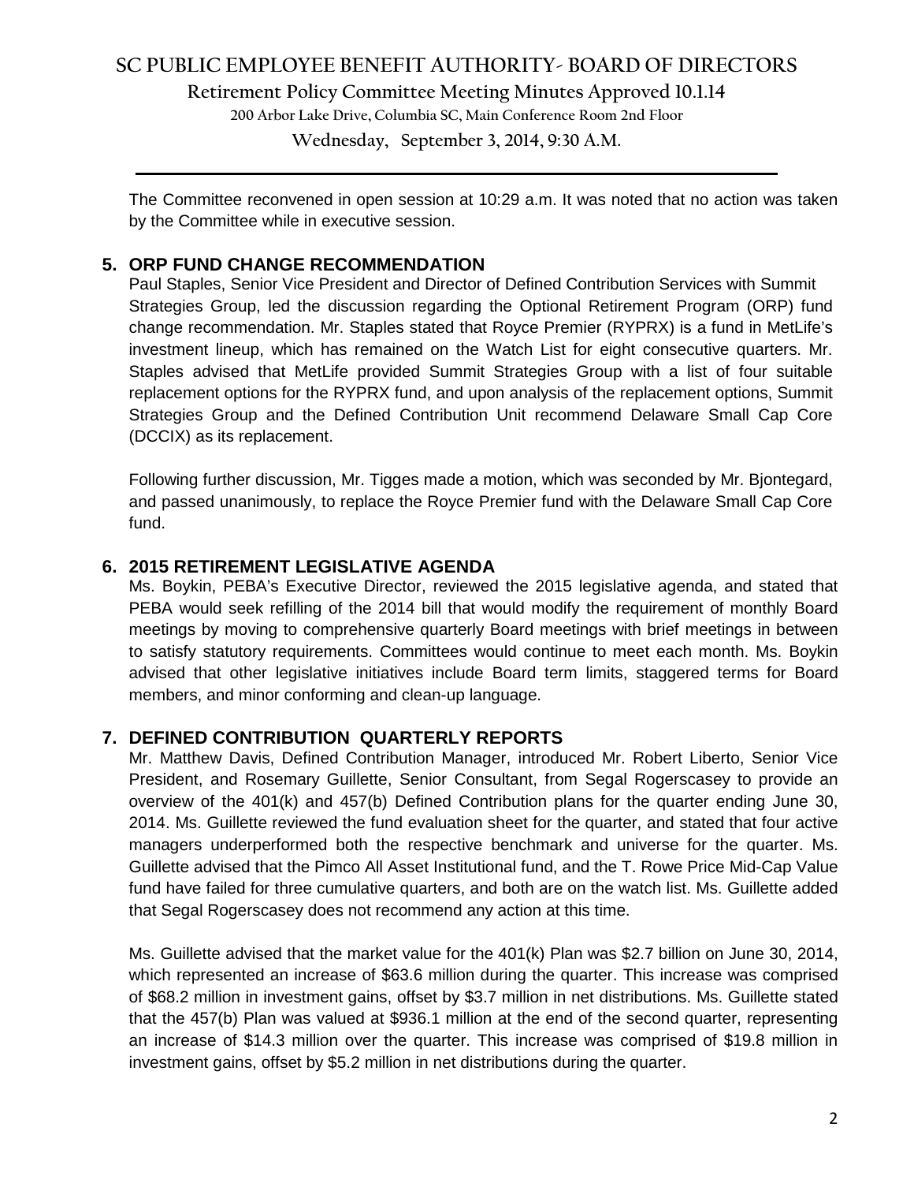The Committee reconvened in open session at 10:29 a.m. It was noted that no action was taken by the Committee while in executive session.

## 5. ORP FUND CHANGE RECOMMENDATION

Paul Staples, Senior Vice President and Director of Defined Contribution Services with Summit Strategies Group, led the discussion regarding the Optional Retirement Program (ORP) fund change recommendation. Mr. Staples stated that Royce Premier (RYPRX) is a fund in MetLife's investment lineup, which has remained on the Watch List for eight consecutive quarters. Mr. Staples advised that MetLife provided Summit Strategies Group with a list of four suitable replacement options for the RYPRX fund, and upon analysis of the replacement options, Summit Strategies Group and the Defined Contribution Unit recommend Delaware Small Cap Core (DCCIX) as its replacement.

Following further discussion, Mr. Tigges made a motion, which was seconded by Mr. Bjontegard, and passed unanimously, to replace the Royce Premier fund with the Delaware Small Cap Core fund.

## 6. 2015 RETIREMENT LEGISLATIVE AGENDA

Ms. Boykin, PEBA's Executive Director, reviewed the 2015 legislative agenda, and stated that PEBA would seek refilling of the 2014 bill that would modify the requirement of monthly Board meetings by moving to comprehensive quarterly Board meetings with brief meetings in between to satisfy statutory requirements. Committees would continue to meet each month. Ms. Boykin advised that other legislative initiatives include Board term limits, staggered terms for Board members, and minor conforming and clean-up language.

## 7. DEFINED CONTRIBUTION QUARTERLY REPORTS

Mr. Matthew Davis, Defined Contribution Manager, introduced Mr. Robert Liberto, Senior Vice President, and Rosemary Guillette, Senior Consultant, from Segal Rogerscasey to provide an overview of the 401(k) and 457(b) Defined Contribution plans for the quarter ending June 30, 2014. Ms. Guillette reviewed the fund evaluation sheet for the quarter, and stated that four active managers underperformed both the respective benchmark and universe for the quarter. Ms. Guillette advised that the Pimco All Asset Institutional fund, and the T. Rowe Price Mid-Cap Value fund have failed for three cumulative quarters, and both are on the watch list. Ms. Guillette added that Segal Rogerscasey does not recommend any action at this time.

Ms. Guillette advised that the market value for the 401(k) Plan was $2.7 billion on June 30, 2014, which represented an increase of $63.6 million during the quarter. This increase was comprised of $68.2 million in investment gains, offset by $3.7 million in net distributions. Ms. Guillette stated that the 457(b) Plan was valued at $936.1 million at the end of the second quarter, representing an increase of $14.3 million over the quarter. This increase was comprised of $19.8 million in investment gains, offset by $5.2 million in net distributions during the quarter.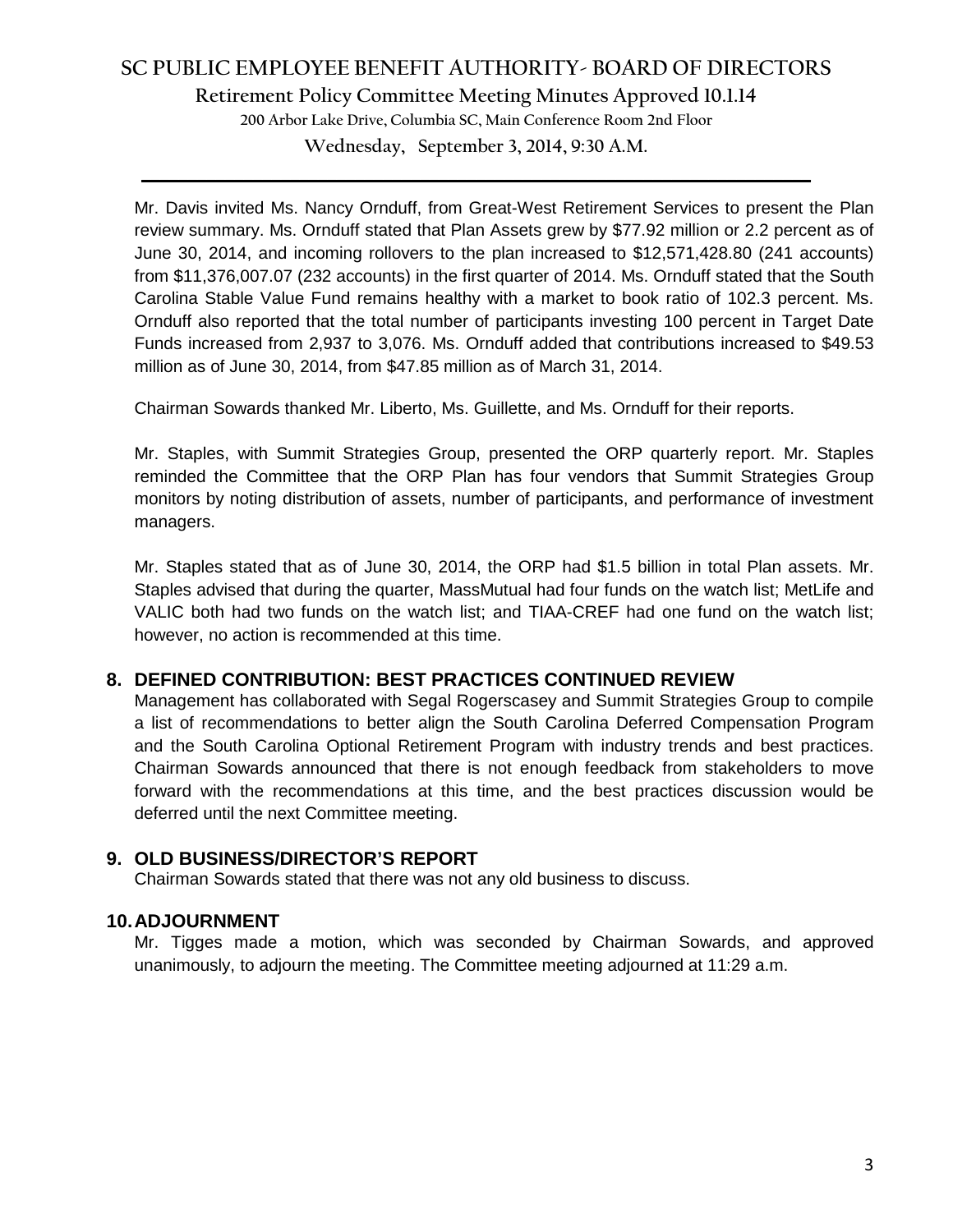Mr. Davis invited Ms. Nancy Ornduff, from Great-West Retirement Services to present the Plan review summary. Ms. Ornduff stated that Plan Assets grew by $77.92 million or 2.2 percent as of June 30, 2014, and incoming rollovers to the plan increased to $12,571,428.80 (241 accounts) from $11,376,007.07 (232 accounts) in the first quarter of 2014. Ms. Ornduff stated that the South Carolina Stable Value Fund remains healthy with a market to book ratio of 102.3 percent. Ms. Ornduff also reported that the total number of participants investing 100 percent in Target Date Funds increased from 2,937 to 3,076. Ms. Ornduff added that contributions increased to $49.53 million as of June 30, 2014, from $47.85 million as of March 31, 2014.

Chairman Sowards thanked Mr. Liberto, Ms. Guillette, and Ms. Ornduff for their reports.

Mr. Staples, with Summit Strategies Group, presented the ORP quarterly report. Mr. Staples reminded the Committee that the ORP Plan has four vendors that Summit Strategies Group monitors by noting distribution of assets, number of participants, and performance of investment managers.

Mr. Staples stated that as of June 30, 2014, the ORP had $1.5 billion in total Plan assets. Mr. Staples advised that during the quarter, MassMutual had four funds on the watch list; MetLife and VALIC both had two funds on the watch list; and TIAA-CREF had one fund on the watch list; however, no action is recommended at this time.

## 8. DEFINED CONTRIBUTION: BEST PRACTICES CONTINUED REVIEW

Management has collaborated with Segal Rogerscasey and Summit Strategies Group to compile a list of recommendations to better align the South Carolina Deferred Compensation Program and the South Carolina Optional Retirement Program with industry trends and best practices. Chairman Sowards announced that there is not enough feedback from stakeholders to move forward with the recommendations at this time, and the best practices discussion would be deferred until the next Committee meeting.

## 9. OLD BUSINESS/DIRECTOR'S REPORT

Chairman Sowards stated that there was not any old business to discuss.

## 10. ADJOURNMENT

Mr. Tigges made a motion, which was seconded by Chairman Sowards, and approved unanimously, to adjourn the meeting. The Committee meeting adjourned at 11:29 a.m.